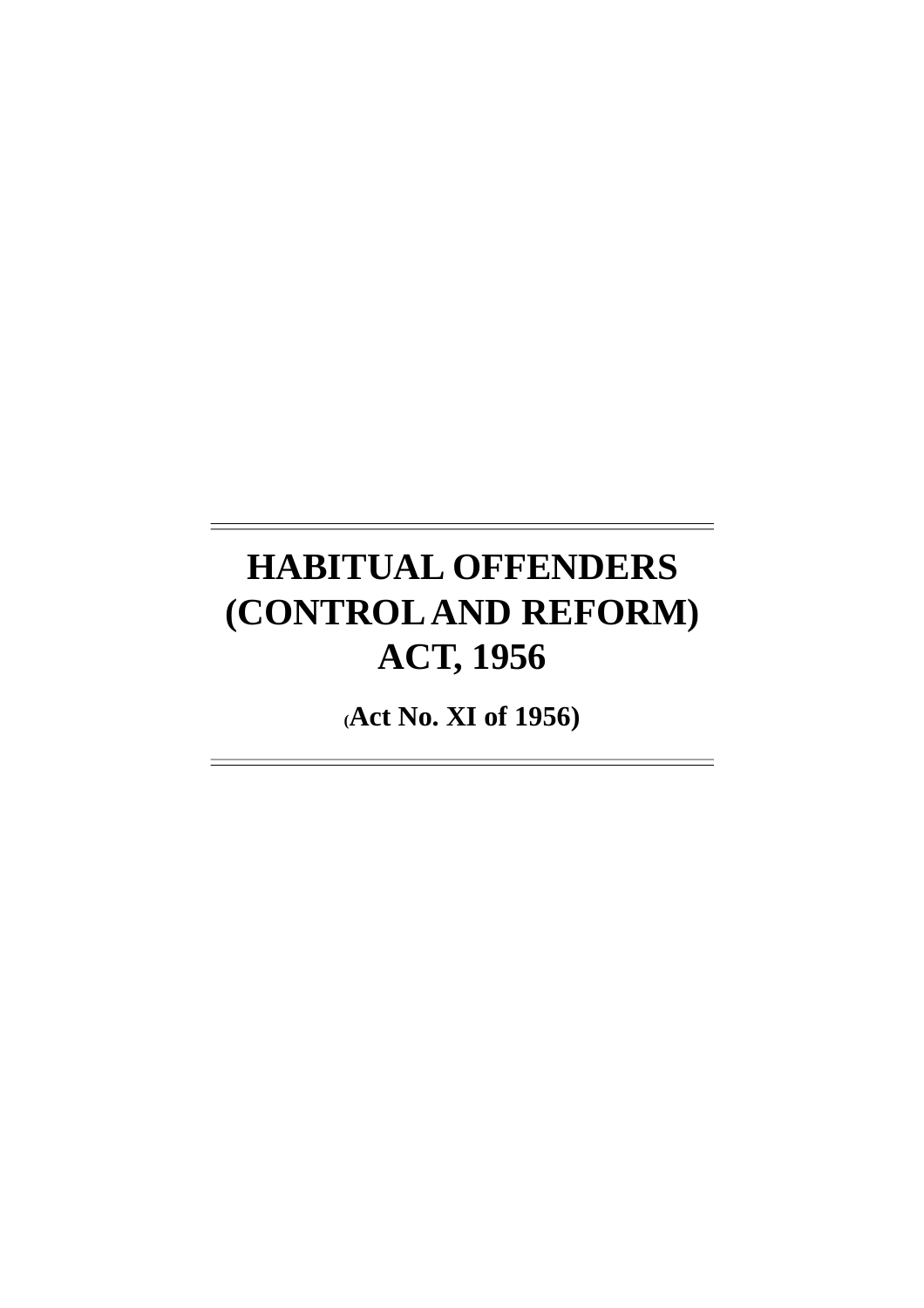# HABITUAL OFFENDERS (CONTROL AND REFORM) ACT, 1956

**(Act No. XI of 1956)**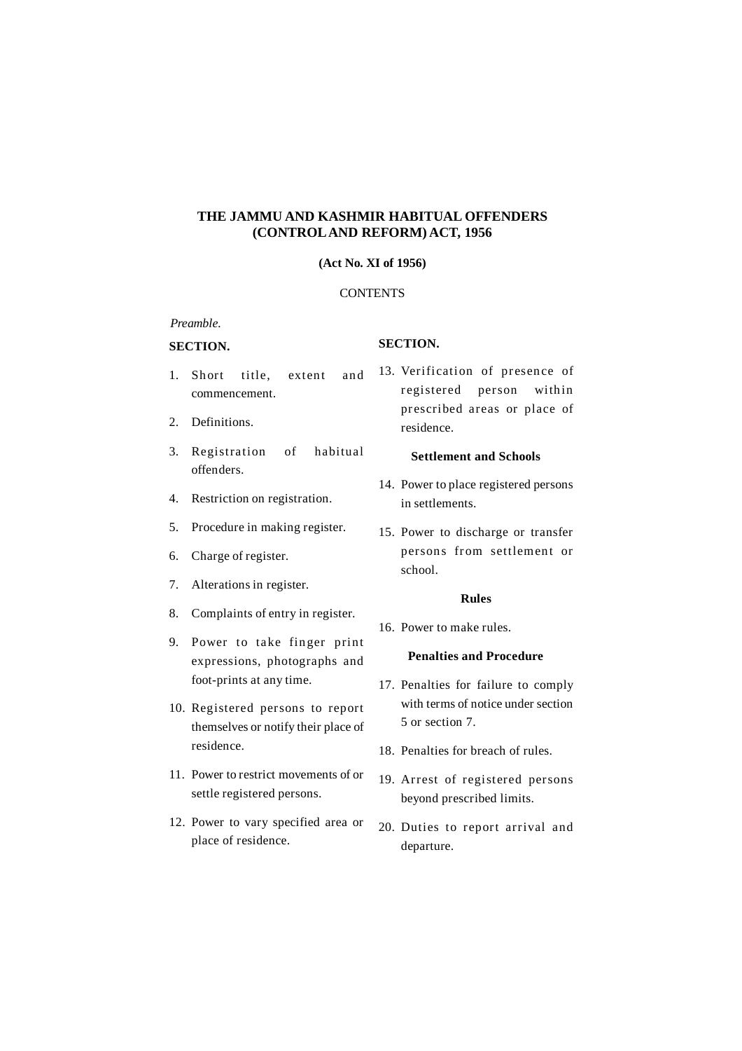# THE JAMMU AND KASHMIR HABITUAL OFFENDERS (CONTROL AND REFORM) ACT, 1956

**(Act No. XI of 1956)**

CONTENTS

*Preamble.*

**SECTION.**

1. Short title, extent and commencement.
2. Definitions.
3. Registration of habitual offenders.
4. Restriction on registration.
5. Procedure in making register.
6. Charge of register.
7. Alterations in register.
8. Complaints of entry in register.
9. Power to take finger print expressions, photographs and foot-prints at any time.
10. Registered persons to report themselves or notify their place of residence.
11. Power to restrict movements of or settle registered persons.
12. Power to vary specified area or place of residence.
13. Verification of presence of registered person within prescribed areas or place of residence.

**Settlement and Schools**

14. Power to place registered persons in settlements.
15. Power to discharge or transfer persons from settlement or school.

**Rules**

16. Power to make rules.

**Penalties and Procedure**

17. Penalties for failure to comply with terms of notice under section 5 or section 7.
18. Penalties for breach of rules.
19. Arrest of registered persons beyond prescribed limits.
20. Duties to report arrival and departure.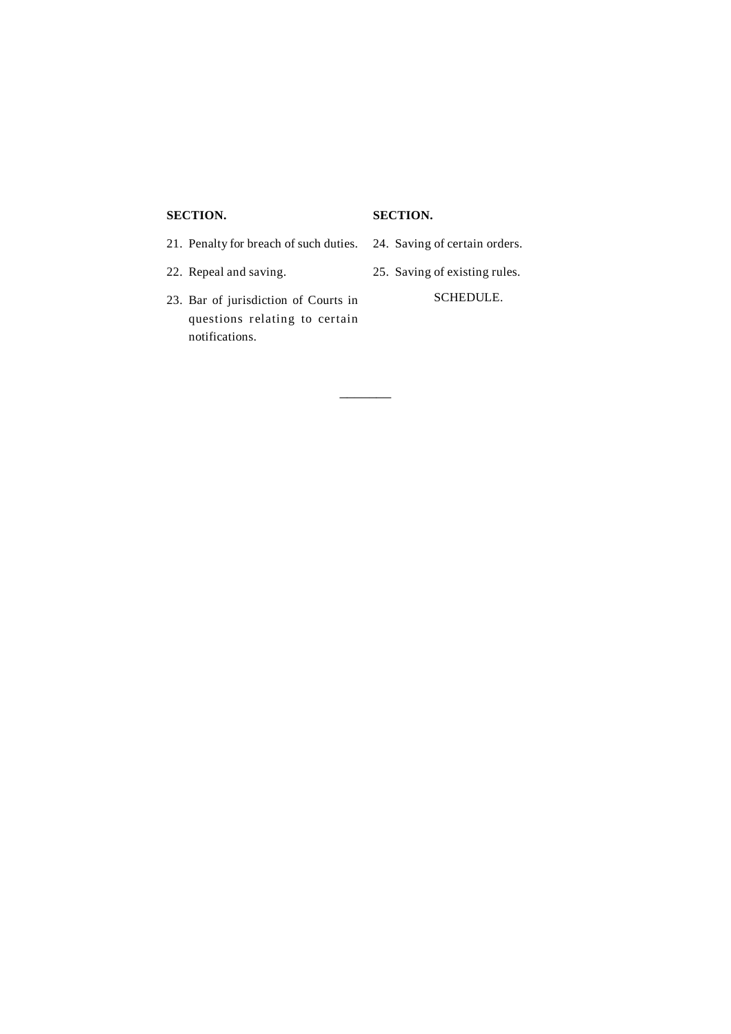**SECTION.**

21. Penalty for breach of such duties.
22. Repeal and saving.
23. Bar of jurisdiction of Courts in questions relating to certain notifications.

**SECTION.**

24. Saving of certain orders.
25. Saving of existing rules.

SCHEDULE.

---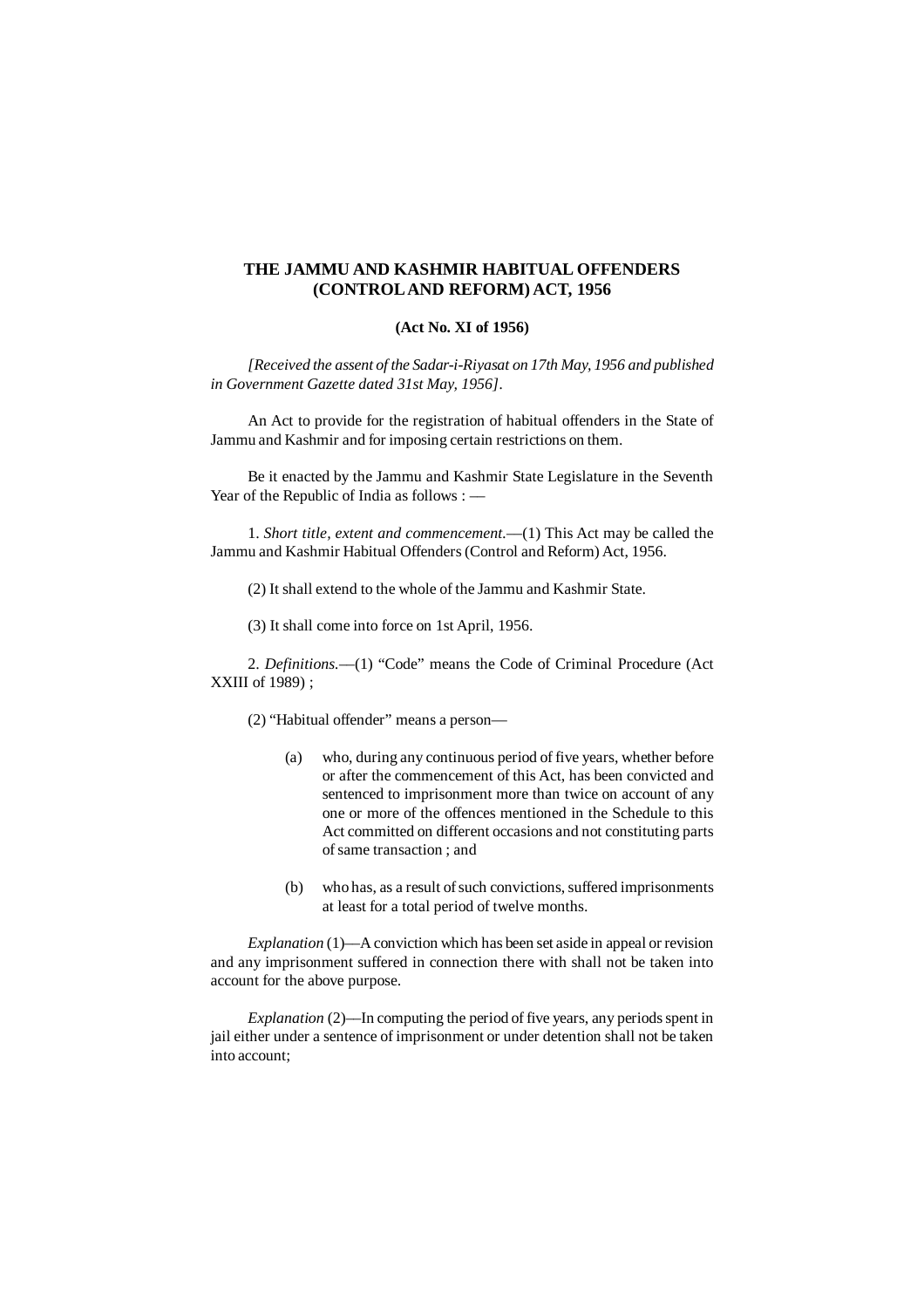# THE JAMMU AND KASHMIR HABITUAL OFFENDERS (CONTROL AND REFORM) ACT, 1956

**(Act No. XI of 1956)**

*[Received the assent of the Sadar-i-Riyasat on 17th May, 1956 and published in Government Gazette dated 31st May, 1956]*.

An Act to provide for the registration of habitual offenders in the State of Jammu and Kashmir and for imposing certain restrictions on them.

Be it enacted by the Jammu and Kashmir State Legislature in the Seventh Year of the Republic of India as follows : —

1. *Short title, extent and commencement.*—(1) This Act may be called the Jammu and Kashmir Habitual Offenders (Control and Reform) Act, 1956.

(2) It shall extend to the whole of the Jammu and Kashmir State.

(3) It shall come into force on 1st April, 1956.

2. *Definitions.*—(1) "Code" means the Code of Criminal Procedure (Act XXIII of 1989) ;

(2) "Habitual offender" means a person—

(a) who, during any continuous period of five years, whether before or after the commencement of this Act, has been convicted and sentenced to imprisonment more than twice on account of any one or more of the offences mentioned in the Schedule to this Act committed on different occasions and not constituting parts of same transaction ; and

(b) who has, as a result of such convictions, suffered imprisonments at least for a total period of twelve months.

*Explanation* (1)—A conviction which has been set aside in appeal or revision and any imprisonment suffered in connection there with shall not be taken into account for the above purpose.

*Explanation* (2)—In computing the period of five years, any periods spent in jail either under a sentence of imprisonment or under detention shall not be taken into account;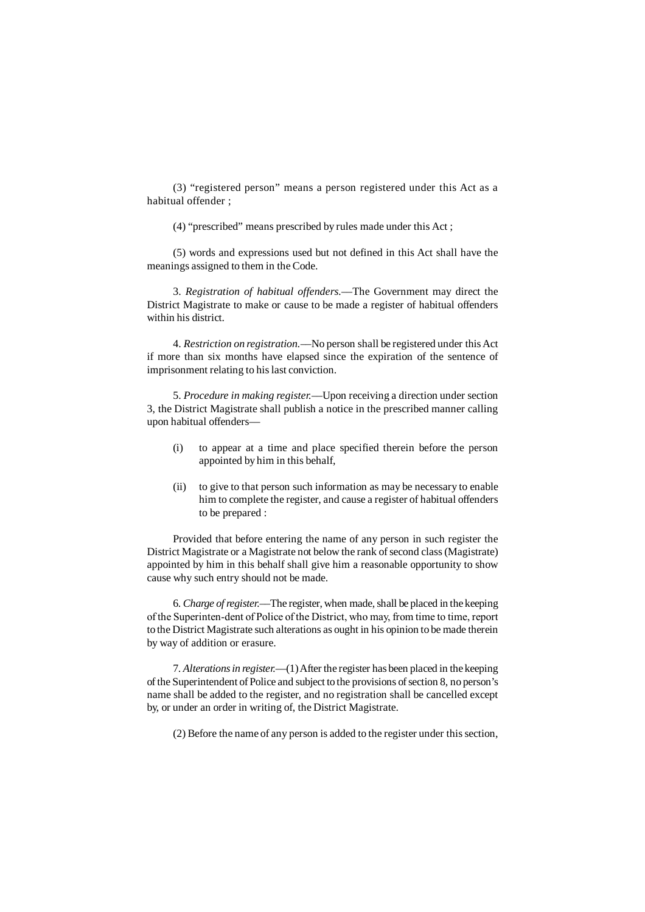(3) "registered person" means a person registered under this Act as a habitual offender ;

(4) "prescribed" means prescribed by rules made under this Act ;

(5) words and expressions used but not defined in this Act shall have the meanings assigned to them in the Code.

3. *Registration of habitual offenders.*—The Government may direct the District Magistrate to make or cause to be made a register of habitual offenders within his district.

4. *Restriction on registration.*—No person shall be registered under this Act if more than six months have elapsed since the expiration of the sentence of imprisonment relating to his last conviction.

5. *Procedure in making register.*—Upon receiving a direction under section 3, the District Magistrate shall publish a notice in the prescribed manner calling upon habitual offenders—

(i) to appear at a time and place specified therein before the person appointed by him in this behalf,

(ii) to give to that person such information as may be necessary to enable him to complete the register, and cause a register of habitual offenders to be prepared :

Provided that before entering the name of any person in such register the District Magistrate or a Magistrate not below the rank of second class (Magistrate) appointed by him in this behalf shall give him a reasonable opportunity to show cause why such entry should not be made.

6. *Charge of register.*—The register, when made, shall be placed in the keeping of the Superinten-dent of Police of the District, who may, from time to time, report to the District Magistrate such alterations as ought in his opinion to be made therein by way of addition or erasure.

7. *Alterations in register.*—(1) After the register has been placed in the keeping of the Superintendent of Police and subject to the provisions of section 8, no person's name shall be added to the register, and no registration shall be cancelled except by, or under an order in writing of, the District Magistrate.

(2) Before the name of any person is added to the register under this section,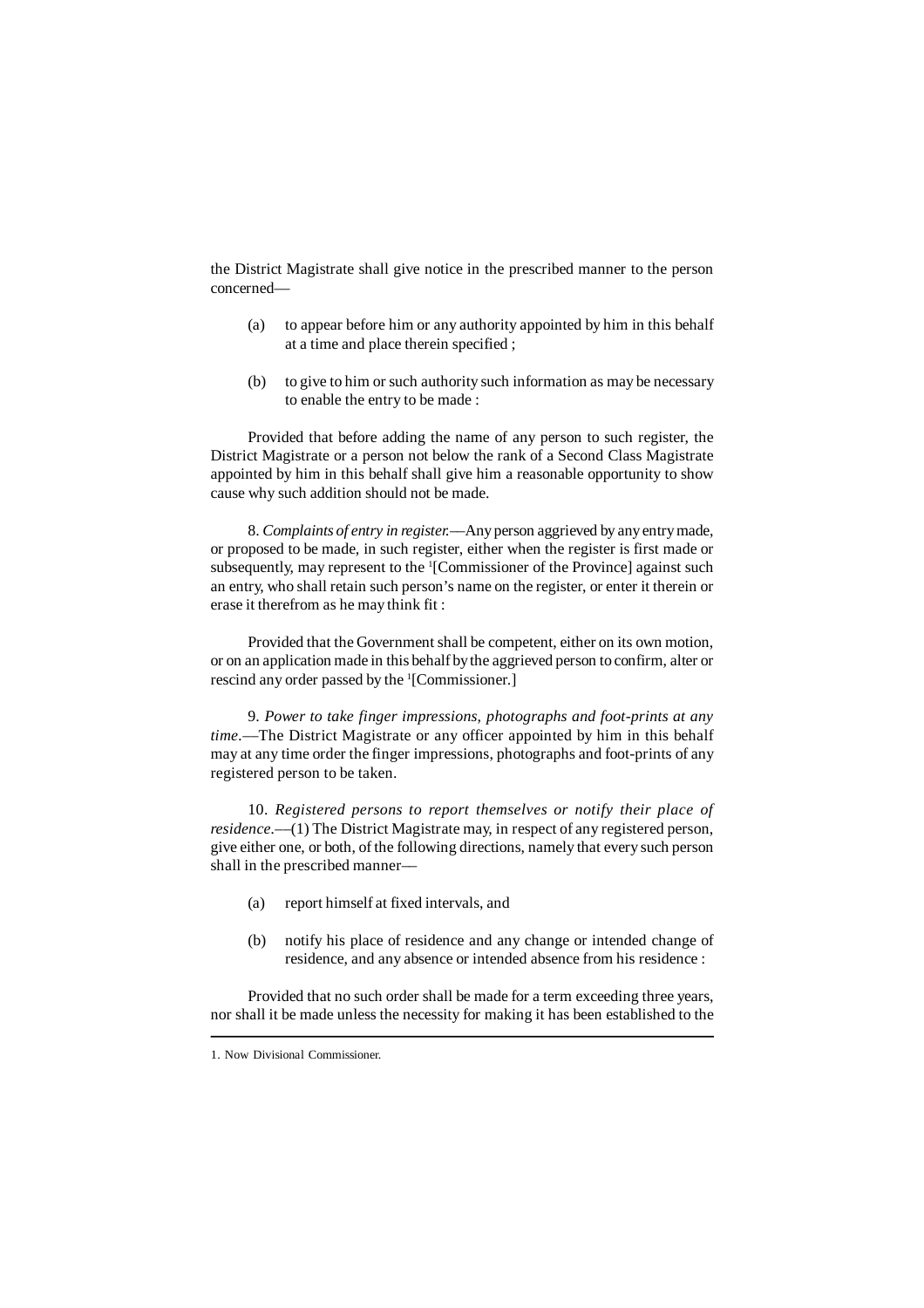the District Magistrate shall give notice in the prescribed manner to the person concerned—

(a) to appear before him or any authority appointed by him in this behalf at a time and place therein specified ;

(b) to give to him or such authority such information as may be necessary to enable the entry to be made :

Provided that before adding the name of any person to such register, the District Magistrate or a person not below the rank of a Second Class Magistrate appointed by him in this behalf shall give him a reasonable opportunity to show cause why such addition should not be made.

8. *Complaints of entry in register.*—Any person aggrieved by any entry made, or proposed to be made, in such register, either when the register is first made or subsequently, may represent to the [1][Commissioner of the Province] against such an entry, who shall retain such person's name on the register, or enter it therein or erase it therefrom as he may think fit :

Provided that the Government shall be competent, either on its own motion, or on an application made in this behalf by the aggrieved person to confirm, alter or rescind any order passed by the [1][Commissioner.]

9. *Power to take finger impressions, photographs and foot-prints at any time.*—The District Magistrate or any officer appointed by him in this behalf may at any time order the finger impressions, photographs and foot-prints of any registered person to be taken.

10. *Registered persons to report themselves or notify their place of residence.*—(1) The District Magistrate may, in respect of any registered person, give either one, or both, of the following directions, namely that every such person shall in the prescribed manner—

(a) report himself at fixed intervals, and

(b) notify his place of residence and any change or intended change of residence, and any absence or intended absence from his residence :

Provided that no such order shall be made for a term exceeding three years, nor shall it be made unless the necessity for making it has been established to the

---

1. Now Divisional Commissioner.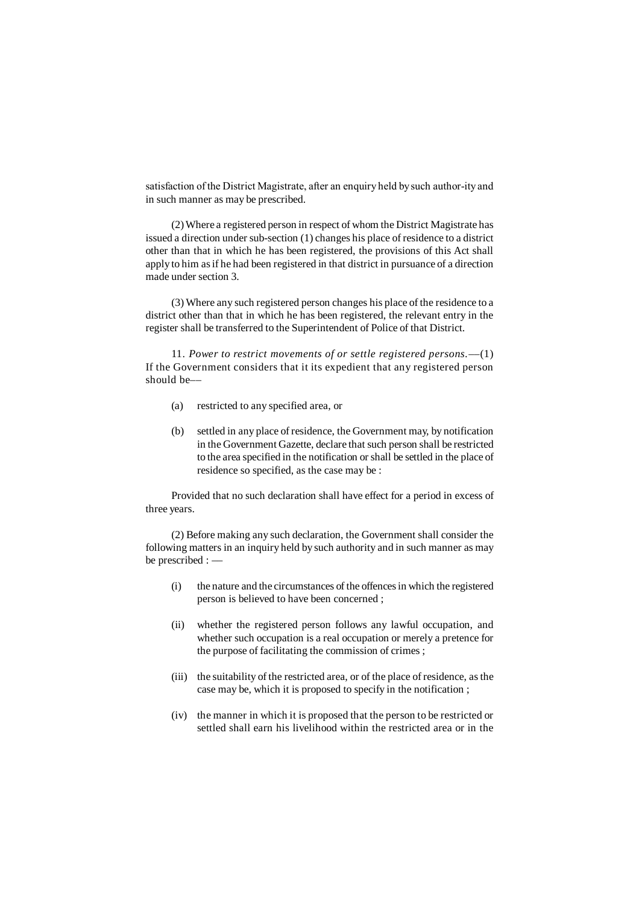satisfaction of the District Magistrate, after an enquiry held by such author-ity and in such manner as may be prescribed.

(2) Where a registered person in respect of whom the District Magistrate has issued a direction under sub-section (1) changes his place of residence to a district other than that in which he has been registered, the provisions of this Act shall apply to him as if he had been registered in that district in pursuance of a direction made under section 3.

(3) Where any such registered person changes his place of the residence to a district other than that in which he has been registered, the relevant entry in the register shall be transferred to the Superintendent of Police of that District.

11. *Power to restrict movements of or settle registered persons.*—(1) If the Government considers that it its expedient that any registered person should be––

(a) restricted to any specified area, or

(b) settled in any place of residence, the Government may, by notification in the Government Gazette, declare that such person shall be restricted to the area specified in the notification or shall be settled in the place of residence so specified, as the case may be :

Provided that no such declaration shall have effect for a period in excess of three years.

(2) Before making any such declaration, the Government shall consider the following matters in an inquiry held by such authority and in such manner as may be prescribed : —

(i) the nature and the circumstances of the offences in which the registered person is believed to have been concerned ;

(ii) whether the registered person follows any lawful occupation, and whether such occupation is a real occupation or merely a pretence for the purpose of facilitating the commission of crimes ;

(iii) the suitability of the restricted area, or of the place of residence, as the case may be, which it is proposed to specify in the notification ;

(iv) the manner in which it is proposed that the person to be restricted or settled shall earn his livelihood within the restricted area or in the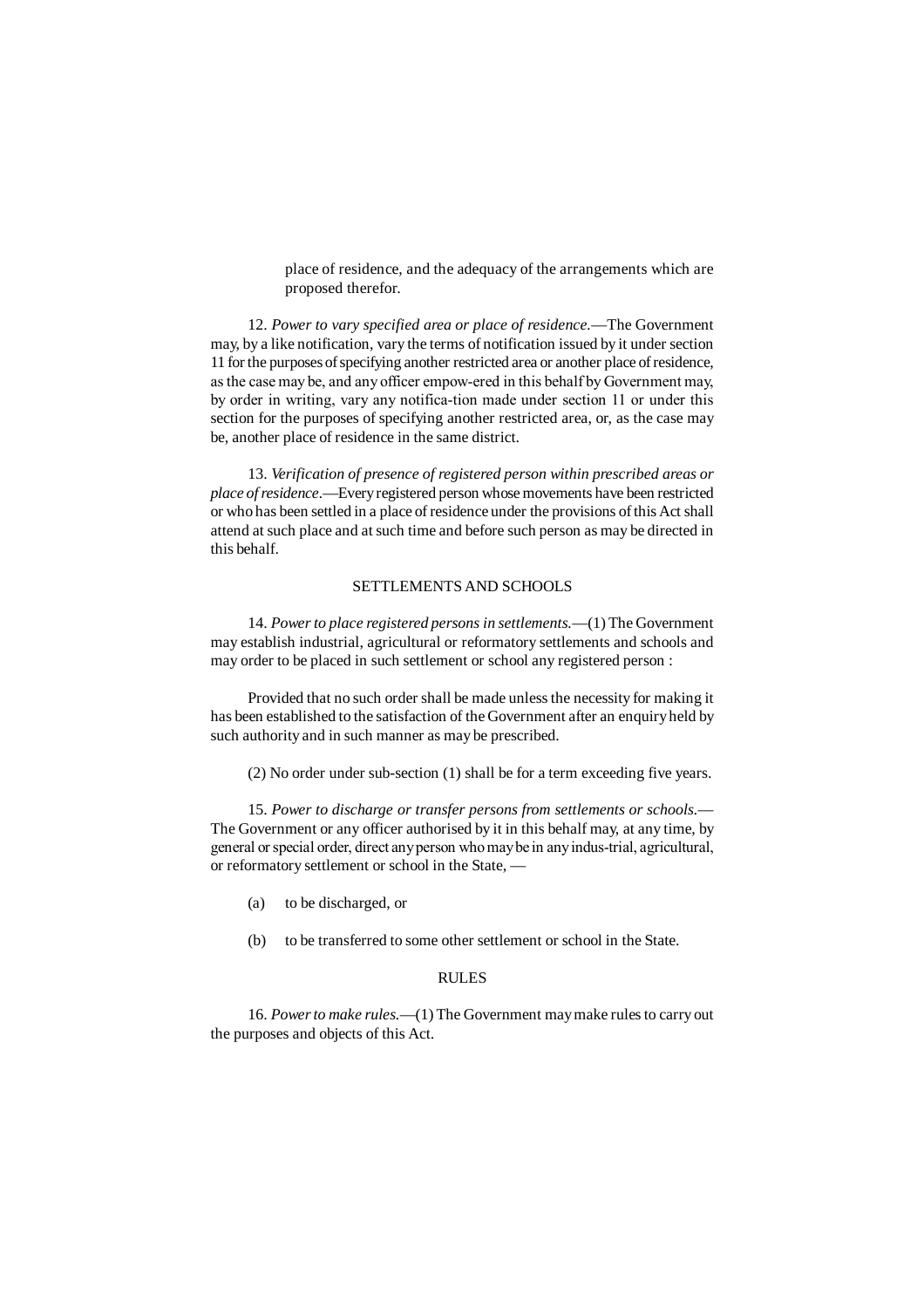place of residence, and the adequacy of the arrangements which are proposed therefor.

12. *Power to vary specified area or place of residence*.—The Government may, by a like notification, vary the terms of notification issued by it under section 11 for the purposes of specifying another restricted area or another place of residence, as the case may be, and any officer empow-ered in this behalf by Government may, by order in writing, vary any notifica-tion made under section 11 or under this section for the purposes of specifying another restricted area, or, as the case may be, another place of residence in the same district.

13. *Verification of presence of registered person within prescribed areas or place of residence*.—Every registered person whose movements have been restricted or who has been settled in a place of residence under the provisions of this Act shall attend at such place and at such time and before such person as may be directed in this behalf.

## SETTLEMENTS AND SCHOOLS

14. *Power to place registered persons in settlements.*—(1) The Government may establish industrial, agricultural or reformatory settlements and schools and may order to be placed in such settlement or school any registered person :

Provided that no such order shall be made unless the necessity for making it has been established to the satisfaction of the Government after an enquiry held by such authority and in such manner as may be prescribed.

(2) No order under sub-section (1) shall be for a term exceeding five years.

15. *Power to discharge or transfer persons from settlements or schools.*— The Government or any officer authorised by it in this behalf may, at any time, by general or special order, direct any person who may be in any indus-trial, agricultural, or reformatory settlement or school in the State, —

(a) to be discharged, or

(b) to be transferred to some other settlement or school in the State.

## RULES

16. *Power to make rules.*—(1) The Government may make rules to carry out the purposes and objects of this Act.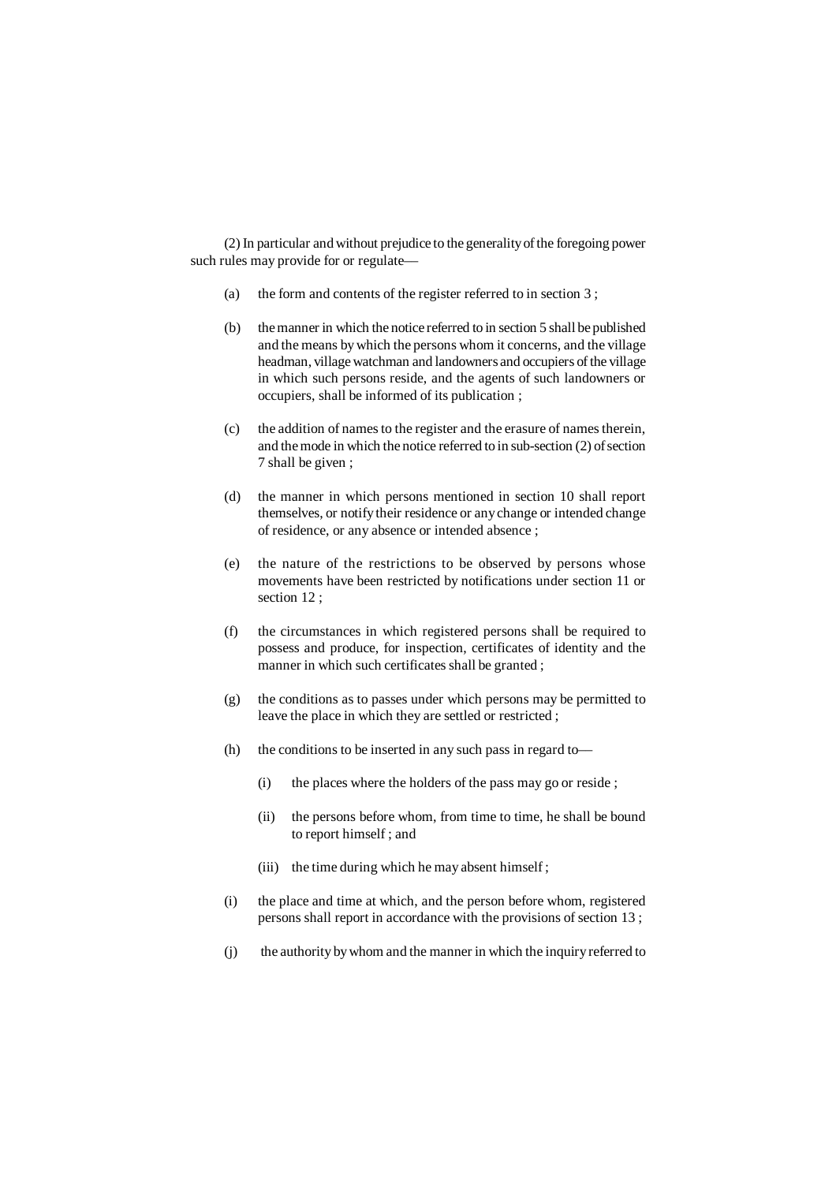(2) In particular and without prejudice to the generality of the foregoing power such rules may provide for or regulate—

(a) the form and contents of the register referred to in section 3 ;

(b) the manner in which the notice referred to in section 5 shall be published and the means by which the persons whom it concerns, and the village headman, village watchman and landowners and occupiers of the village in which such persons reside, and the agents of such landowners or occupiers, shall be informed of its publication ;

(c) the addition of names to the register and the erasure of names therein, and the mode in which the notice referred to in sub-section (2) of section 7 shall be given ;

(d) the manner in which persons mentioned in section 10 shall report themselves, or notify their residence or any change or intended change of residence, or any absence or intended absence ;

(e) the nature of the restrictions to be observed by persons whose movements have been restricted by notifications under section 11 or section 12 ;

(f) the circumstances in which registered persons shall be required to possess and produce, for inspection, certificates of identity and the manner in which such certificates shall be granted ;

(g) the conditions as to passes under which persons may be permitted to leave the place in which they are settled or restricted ;

(h) the conditions to be inserted in any such pass in regard to—

  (i) the places where the holders of the pass may go or reside ;

  (ii) the persons before whom, from time to time, he shall be bound to report himself ; and

  (iii) the time during which he may absent himself ;

(i) the place and time at which, and the person before whom, registered persons shall report in accordance with the provisions of section 13 ;

(j) the authority by whom and the manner in which the inquiry referred to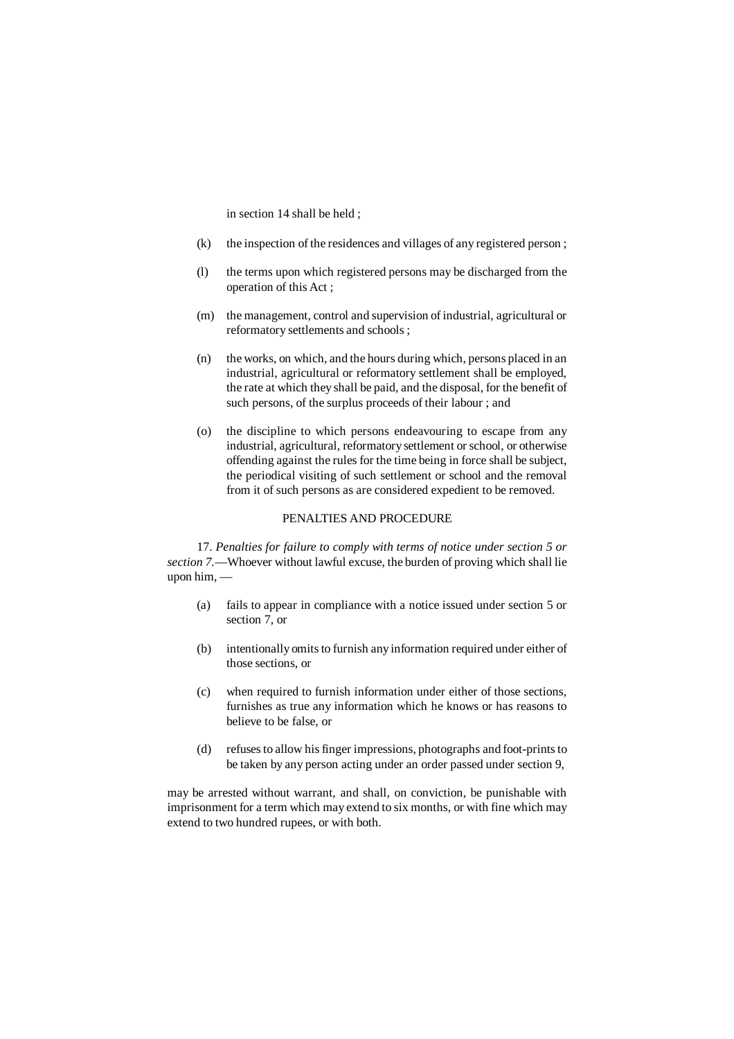in section 14 shall be held ;

(k) the inspection of the residences and villages of any registered person ;

(l) the terms upon which registered persons may be discharged from the operation of this Act ;

(m) the management, control and supervision of industrial, agricultural or reformatory settlements and schools ;

(n) the works, on which, and the hours during which, persons placed in an industrial, agricultural or reformatory settlement shall be employed, the rate at which they shall be paid, and the disposal, for the benefit of such persons, of the surplus proceeds of their labour ; and

(o) the discipline to which persons endeavouring to escape from any industrial, agricultural, reformatory settlement or school, or otherwise offending against the rules for the time being in force shall be subject, the periodical visiting of such settlement or school and the removal from it of such persons as are considered expedient to be removed.

## PENALTIES AND PROCEDURE

17. *Penalties for failure to comply with terms of notice under section 5 or section 7.*—Whoever without lawful excuse, the burden of proving which shall lie upon him, —

(a) fails to appear in compliance with a notice issued under section 5 or section 7, or

(b) intentionally omits to furnish any information required under either of those sections, or

(c) when required to furnish information under either of those sections, furnishes as true any information which he knows or has reasons to believe to be false, or

(d) refuses to allow his finger impressions, photographs and foot-prints to be taken by any person acting under an order passed under section 9,

may be arrested without warrant, and shall, on conviction, be punishable with imprisonment for a term which may extend to six months, or with fine which may extend to two hundred rupees, or with both.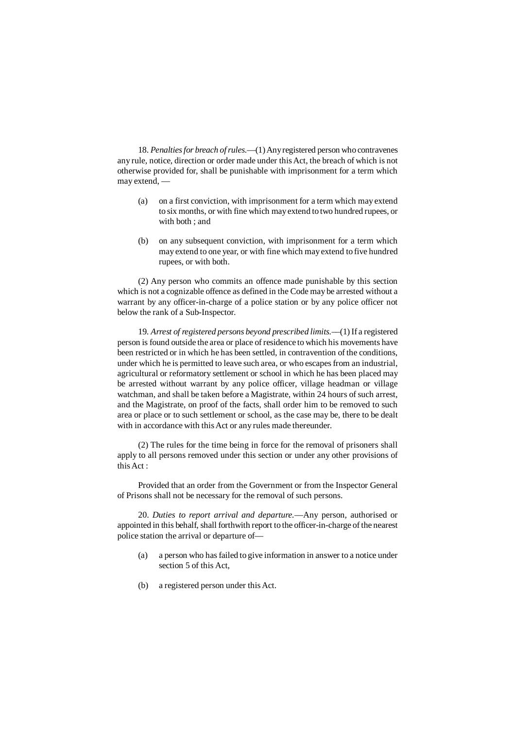18. *Penalties for breach of rules.*—(1) Any registered person who contravenes any rule, notice, direction or order made under this Act, the breach of which is not otherwise provided for, shall be punishable with imprisonment for a term which may extend, —

(a) on a first conviction, with imprisonment for a term which may extend to six months, or with fine which may extend to two hundred rupees, or with both ; and

(b) on any subsequent conviction, with imprisonment for a term which may extend to one year, or with fine which may extend to five hundred rupees, or with both.

(2) Any person who commits an offence made punishable by this section which is not a cognizable offence as defined in the Code may be arrested without a warrant by any officer-in-charge of a police station or by any police officer not below the rank of a Sub-Inspector.

19. *Arrest of registered persons beyond prescribed limits.*—(1) If a registered person is found outside the area or place of residence to which his movements have been restricted or in which he has been settled, in contravention of the conditions, under which he is permitted to leave such area, or who escapes from an industrial, agricultural or reformatory settlement or school in which he has been placed may be arrested without warrant by any police officer, village headman or village watchman, and shall be taken before a Magistrate, within 24 hours of such arrest, and the Magistrate, on proof of the facts, shall order him to be removed to such area or place or to such settlement or school, as the case may be, there to be dealt with in accordance with this Act or any rules made thereunder.

(2) The rules for the time being in force for the removal of prisoners shall apply to all persons removed under this section or under any other provisions of this Act :

Provided that an order from the Government or from the Inspector General of Prisons shall not be necessary for the removal of such persons.

20. *Duties to report arrival and departure.*—Any person, authorised or appointed in this behalf, shall forthwith report to the officer-in-charge of the nearest police station the arrival or departure of—

(a) a person who has failed to give information in answer to a notice under section 5 of this Act,

(b) a registered person under this Act.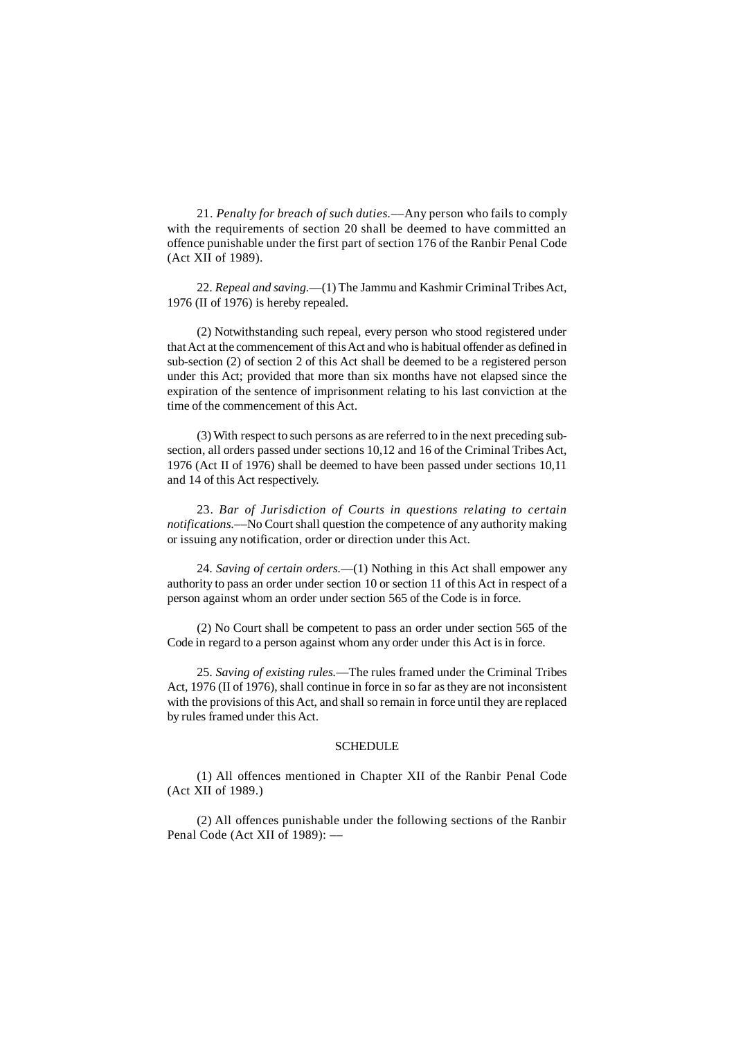21. *Penalty for breach of such duties.*—Any person who fails to comply with the requirements of section 20 shall be deemed to have committed an offence punishable under the first part of section 176 of the Ranbir Penal Code (Act XII of 1989).

22. *Repeal and saving.*—(1) The Jammu and Kashmir Criminal Tribes Act, 1976 (II of 1976) is hereby repealed.

(2) Notwithstanding such repeal, every person who stood registered under that Act at the commencement of this Act and who is habitual offender as defined in sub-section (2) of section 2 of this Act shall be deemed to be a registered person under this Act; provided that more than six months have not elapsed since the expiration of the sentence of imprisonment relating to his last conviction at the time of the commencement of this Act.

(3) With respect to such persons as are referred to in the next preceding sub-section, all orders passed under sections 10,12 and 16 of the Criminal Tribes Act, 1976 (Act II of 1976) shall be deemed to have been passed under sections 10,11 and 14 of this Act respectively.

23. *Bar of Jurisdiction of Courts in questions relating to certain notifications.*—No Court shall question the competence of any authority making or issuing any notification, order or direction under this Act.

24. *Saving of certain orders.*—(1) Nothing in this Act shall empower any authority to pass an order under section 10 or section 11 of this Act in respect of a person against whom an order under section 565 of the Code is in force.

(2) No Court shall be competent to pass an order under section 565 of the Code in regard to a person against whom any order under this Act is in force.

25. *Saving of existing rules.*—The rules framed under the Criminal Tribes Act, 1976 (II of 1976), shall continue in force in so far as they are not inconsistent with the provisions of this Act, and shall so remain in force until they are replaced by rules framed under this Act.

## SCHEDULE

(1) All offences mentioned in Chapter XII of the Ranbir Penal Code (Act XII of 1989.)

(2) All offences punishable under the following sections of the Ranbir Penal Code (Act XII of 1989): —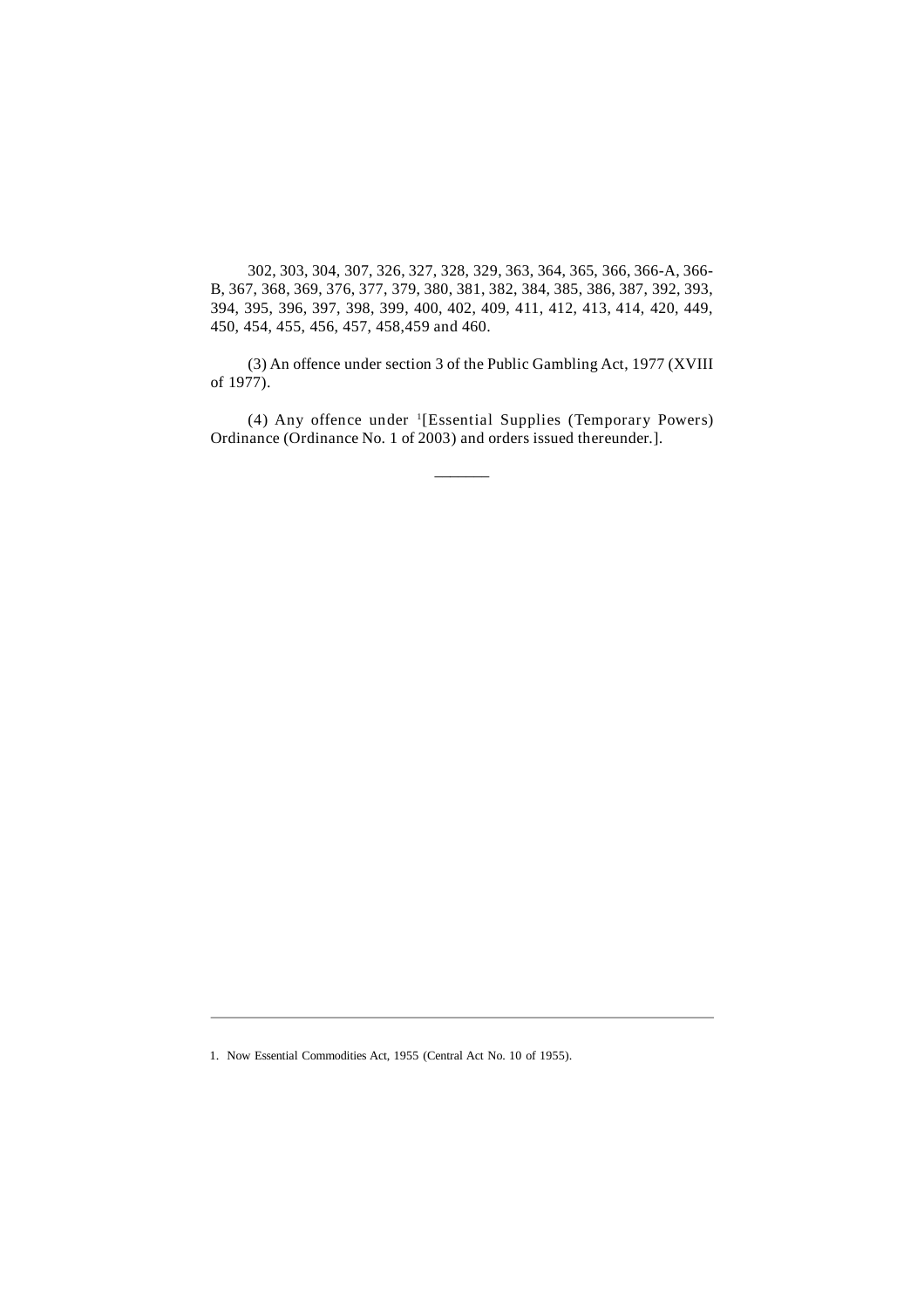302, 303, 304, 307, 326, 327, 328, 329, 363, 364, 365, 366, 366-A, 366-B, 367, 368, 369, 376, 377, 379, 380, 381, 382, 384, 385, 386, 387, 392, 393, 394, 395, 396, 397, 398, 399, 400, 402, 409, 411, 412, 413, 414, 420, 449, 450, 454, 455, 456, 457, 458,459 and 460.

(3) An offence under section 3 of the Public Gambling Act, 1977 (XVIII of 1977).

(4) Any offence under [1][Essential Supplies (Temporary Powers) Ordinance (Ordinance No. 1 of 2003) and orders issued thereunder.].

---

1. Now Essential Commodities Act, 1955 (Central Act No. 10 of 1955).